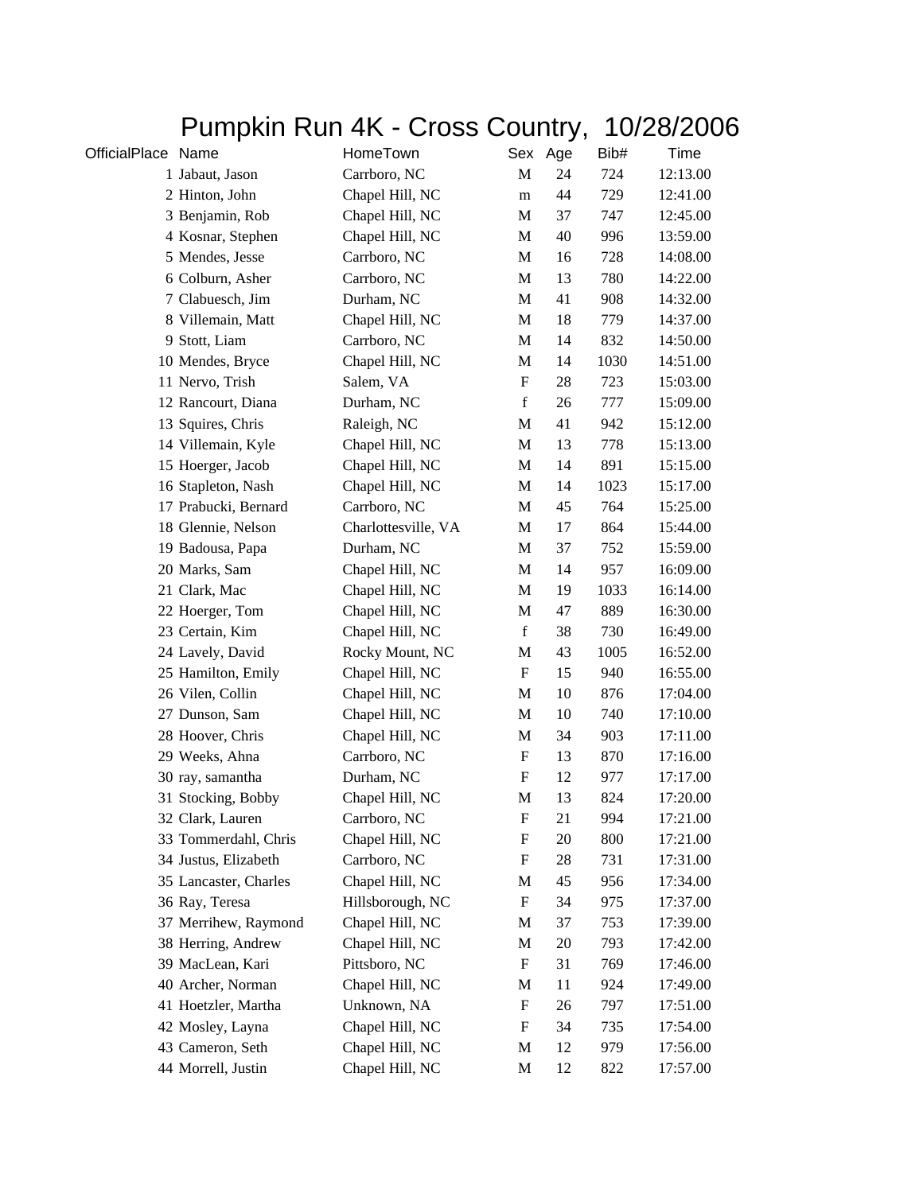# Pumpkin Run 4K - Cross Country, 10/28/2006

| OfficialPlace | Name | HomeTown | Sex | Age | Bib# | Time |
|---|---|---|---|---|---|---|
| 1 | Jabaut, Jason | Carrboro, NC | M | 24 | 724 | 12:13.00 |
| 2 | Hinton, John | Chapel Hill, NC | m | 44 | 729 | 12:41.00 |
| 3 | Benjamin, Rob | Chapel Hill, NC | M | 37 | 747 | 12:45.00 |
| 4 | Kosnar, Stephen | Chapel Hill, NC | M | 40 | 996 | 13:59.00 |
| 5 | Mendes, Jesse | Carrboro, NC | M | 16 | 728 | 14:08.00 |
| 6 | Colburn, Asher | Carrboro, NC | M | 13 | 780 | 14:22.00 |
| 7 | Clabuesch, Jim | Durham, NC | M | 41 | 908 | 14:32.00 |
| 8 | Villemain, Matt | Chapel Hill, NC | M | 18 | 779 | 14:37.00 |
| 9 | Stott, Liam | Carrboro, NC | M | 14 | 832 | 14:50.00 |
| 10 | Mendes, Bryce | Chapel Hill, NC | M | 14 | 1030 | 14:51.00 |
| 11 | Nervo, Trish | Salem, VA | F | 28 | 723 | 15:03.00 |
| 12 | Rancourt, Diana | Durham, NC | f | 26 | 777 | 15:09.00 |
| 13 | Squires, Chris | Raleigh, NC | M | 41 | 942 | 15:12.00 |
| 14 | Villemain, Kyle | Chapel Hill, NC | M | 13 | 778 | 15:13.00 |
| 15 | Hoerger, Jacob | Chapel Hill, NC | M | 14 | 891 | 15:15.00 |
| 16 | Stapleton, Nash | Chapel Hill, NC | M | 14 | 1023 | 15:17.00 |
| 17 | Prabucki, Bernard | Carrboro, NC | M | 45 | 764 | 15:25.00 |
| 18 | Glennie, Nelson | Charlottesville, VA | M | 17 | 864 | 15:44.00 |
| 19 | Badousa, Papa | Durham, NC | M | 37 | 752 | 15:59.00 |
| 20 | Marks, Sam | Chapel Hill, NC | M | 14 | 957 | 16:09.00 |
| 21 | Clark, Mac | Chapel Hill, NC | M | 19 | 1033 | 16:14.00 |
| 22 | Hoerger, Tom | Chapel Hill, NC | M | 47 | 889 | 16:30.00 |
| 23 | Certain, Kim | Chapel Hill, NC | f | 38 | 730 | 16:49.00 |
| 24 | Lavely, David | Rocky Mount, NC | M | 43 | 1005 | 16:52.00 |
| 25 | Hamilton, Emily | Chapel Hill, NC | F | 15 | 940 | 16:55.00 |
| 26 | Vilen, Collin | Chapel Hill, NC | M | 10 | 876 | 17:04.00 |
| 27 | Dunson, Sam | Chapel Hill, NC | M | 10 | 740 | 17:10.00 |
| 28 | Hoover, Chris | Chapel Hill, NC | M | 34 | 903 | 17:11.00 |
| 29 | Weeks, Ahna | Carrboro, NC | F | 13 | 870 | 17:16.00 |
| 30 | ray, samantha | Durham, NC | F | 12 | 977 | 17:17.00 |
| 31 | Stocking, Bobby | Chapel Hill, NC | M | 13 | 824 | 17:20.00 |
| 32 | Clark, Lauren | Carrboro, NC | F | 21 | 994 | 17:21.00 |
| 33 | Tommerdahl, Chris | Chapel Hill, NC | F | 20 | 800 | 17:21.00 |
| 34 | Justus, Elizabeth | Carrboro, NC | F | 28 | 731 | 17:31.00 |
| 35 | Lancaster, Charles | Chapel Hill, NC | M | 45 | 956 | 17:34.00 |
| 36 | Ray, Teresa | Hillsborough, NC | F | 34 | 975 | 17:37.00 |
| 37 | Merrihew, Raymond | Chapel Hill, NC | M | 37 | 753 | 17:39.00 |
| 38 | Herring, Andrew | Chapel Hill, NC | M | 20 | 793 | 17:42.00 |
| 39 | MacLean, Kari | Pittsboro, NC | F | 31 | 769 | 17:46.00 |
| 40 | Archer, Norman | Chapel Hill, NC | M | 11 | 924 | 17:49.00 |
| 41 | Hoetzler, Martha | Unknown, NA | F | 26 | 797 | 17:51.00 |
| 42 | Mosley, Layna | Chapel Hill, NC | F | 34 | 735 | 17:54.00 |
| 43 | Cameron, Seth | Chapel Hill, NC | M | 12 | 979 | 17:56.00 |
| 44 | Morrell, Justin | Chapel Hill, NC | M | 12 | 822 | 17:57.00 |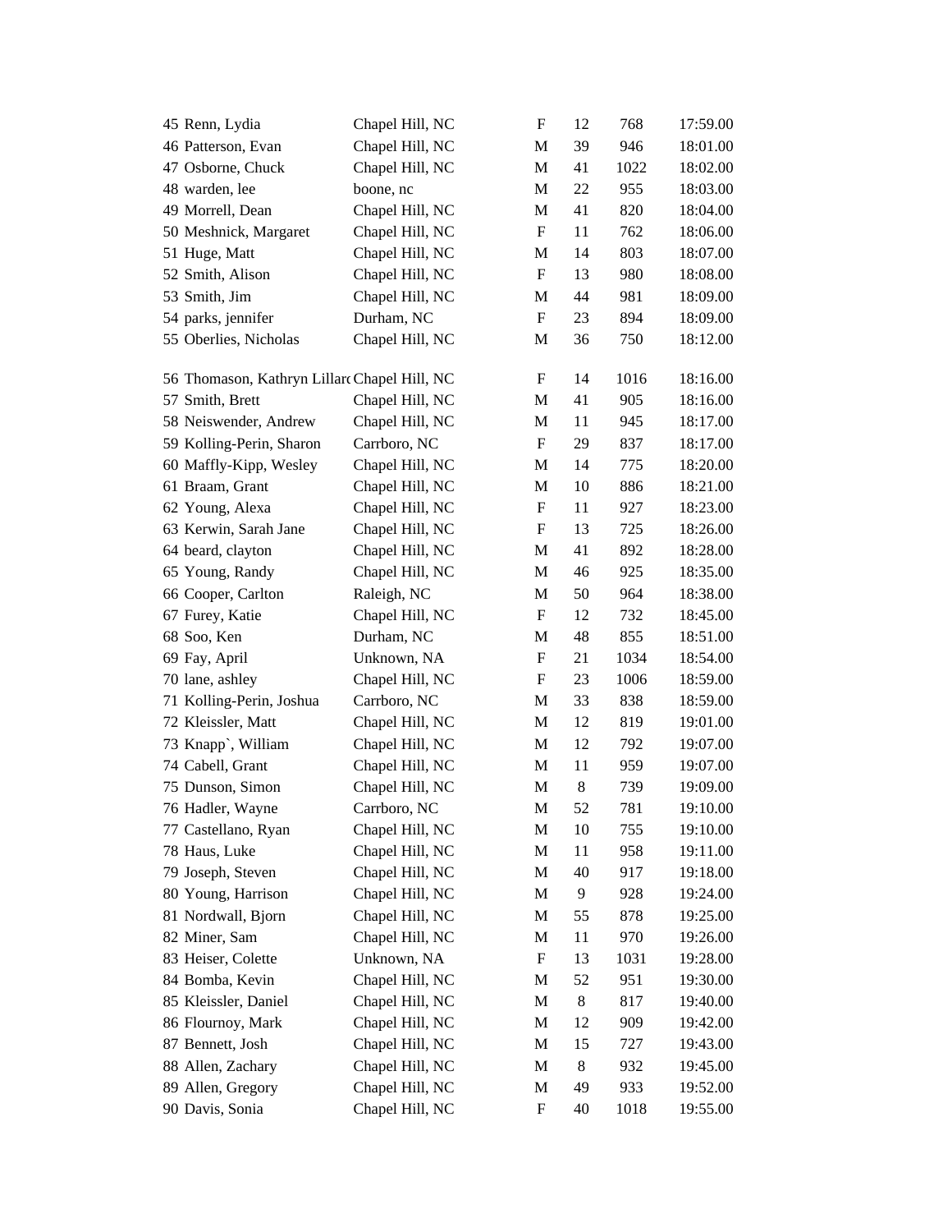| | | | | | | |
|---|---|---|---|---|---|---|
| 45 | Renn, Lydia | Chapel Hill, NC | F | 12 | 768 | 17:59.00 |
| 46 | Patterson, Evan | Chapel Hill, NC | M | 39 | 946 | 18:01.00 |
| 47 | Osborne, Chuck | Chapel Hill, NC | M | 41 | 1022 | 18:02.00 |
| 48 | warden, lee | boone, nc | M | 22 | 955 | 18:03.00 |
| 49 | Morrell, Dean | Chapel Hill, NC | M | 41 | 820 | 18:04.00 |
| 50 | Meshnick, Margaret | Chapel Hill, NC | F | 11 | 762 | 18:06.00 |
| 51 | Huge, Matt | Chapel Hill, NC | M | 14 | 803 | 18:07.00 |
| 52 | Smith, Alison | Chapel Hill, NC | F | 13 | 980 | 18:08.00 |
| 53 | Smith, Jim | Chapel Hill, NC | M | 44 | 981 | 18:09.00 |
| 54 | parks, jennifer | Durham, NC | F | 23 | 894 | 18:09.00 |
| 55 | Oberlies, Nicholas | Chapel Hill, NC | M | 36 | 750 | 18:12.00 |
| 56 | Thomason, Kathryn Lillard | Chapel Hill, NC | F | 14 | 1016 | 18:16.00 |
| 57 | Smith, Brett | Chapel Hill, NC | M | 41 | 905 | 18:16.00 |
| 58 | Neiswender, Andrew | Chapel Hill, NC | M | 11 | 945 | 18:17.00 |
| 59 | Kolling-Perin, Sharon | Carrboro, NC | F | 29 | 837 | 18:17.00 |
| 60 | Maffly-Kipp, Wesley | Chapel Hill, NC | M | 14 | 775 | 18:20.00 |
| 61 | Braam, Grant | Chapel Hill, NC | M | 10 | 886 | 18:21.00 |
| 62 | Young, Alexa | Chapel Hill, NC | F | 11 | 927 | 18:23.00 |
| 63 | Kerwin, Sarah Jane | Chapel Hill, NC | F | 13 | 725 | 18:26.00 |
| 64 | beard, clayton | Chapel Hill, NC | M | 41 | 892 | 18:28.00 |
| 65 | Young, Randy | Chapel Hill, NC | M | 46 | 925 | 18:35.00 |
| 66 | Cooper, Carlton | Raleigh, NC | M | 50 | 964 | 18:38.00 |
| 67 | Furey, Katie | Chapel Hill, NC | F | 12 | 732 | 18:45.00 |
| 68 | Soo, Ken | Durham, NC | M | 48 | 855 | 18:51.00 |
| 69 | Fay, April | Unknown, NA | F | 21 | 1034 | 18:54.00 |
| 70 | lane, ashley | Chapel Hill, NC | F | 23 | 1006 | 18:59.00 |
| 71 | Kolling-Perin, Joshua | Carrboro, NC | M | 33 | 838 | 18:59.00 |
| 72 | Kleissler, Matt | Chapel Hill, NC | M | 12 | 819 | 19:01.00 |
| 73 | Knapp`, William | Chapel Hill, NC | M | 12 | 792 | 19:07.00 |
| 74 | Cabell, Grant | Chapel Hill, NC | M | 11 | 959 | 19:07.00 |
| 75 | Dunson, Simon | Chapel Hill, NC | M | 8 | 739 | 19:09.00 |
| 76 | Hadler, Wayne | Carrboro, NC | M | 52 | 781 | 19:10.00 |
| 77 | Castellano, Ryan | Chapel Hill, NC | M | 10 | 755 | 19:10.00 |
| 78 | Haus, Luke | Chapel Hill, NC | M | 11 | 958 | 19:11.00 |
| 79 | Joseph, Steven | Chapel Hill, NC | M | 40 | 917 | 19:18.00 |
| 80 | Young, Harrison | Chapel Hill, NC | M | 9 | 928 | 19:24.00 |
| 81 | Nordwall, Bjorn | Chapel Hill, NC | M | 55 | 878 | 19:25.00 |
| 82 | Miner, Sam | Chapel Hill, NC | M | 11 | 970 | 19:26.00 |
| 83 | Heiser, Colette | Unknown, NA | F | 13 | 1031 | 19:28.00 |
| 84 | Bomba, Kevin | Chapel Hill, NC | M | 52 | 951 | 19:30.00 |
| 85 | Kleissler, Daniel | Chapel Hill, NC | M | 8 | 817 | 19:40.00 |
| 86 | Flournoy, Mark | Chapel Hill, NC | M | 12 | 909 | 19:42.00 |
| 87 | Bennett, Josh | Chapel Hill, NC | M | 15 | 727 | 19:43.00 |
| 88 | Allen, Zachary | Chapel Hill, NC | M | 8 | 932 | 19:45.00 |
| 89 | Allen, Gregory | Chapel Hill, NC | M | 49 | 933 | 19:52.00 |
| 90 | Davis, Sonia | Chapel Hill, NC | F | 40 | 1018 | 19:55.00 |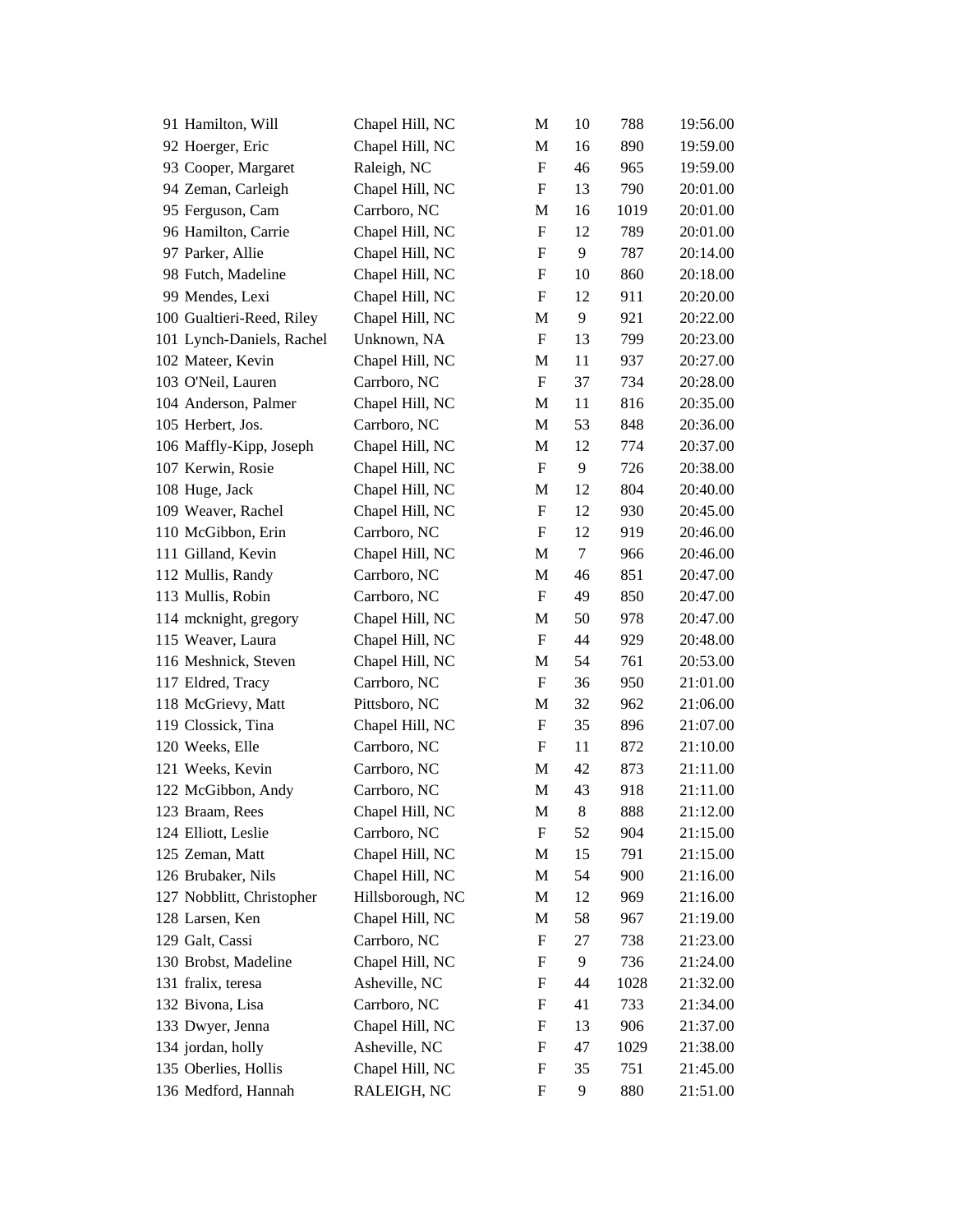| | | | | | | |
|---|---|---|---|---|---|---|
| 91 | Hamilton, Will | Chapel Hill, NC | M | 10 | 788 | 19:56.00 |
| 92 | Hoerger, Eric | Chapel Hill, NC | M | 16 | 890 | 19:59.00 |
| 93 | Cooper, Margaret | Raleigh, NC | F | 46 | 965 | 19:59.00 |
| 94 | Zeman, Carleigh | Chapel Hill, NC | F | 13 | 790 | 20:01.00 |
| 95 | Ferguson, Cam | Carrboro, NC | M | 16 | 1019 | 20:01.00 |
| 96 | Hamilton, Carrie | Chapel Hill, NC | F | 12 | 789 | 20:01.00 |
| 97 | Parker, Allie | Chapel Hill, NC | F | 9 | 787 | 20:14.00 |
| 98 | Futch, Madeline | Chapel Hill, NC | F | 10 | 860 | 20:18.00 |
| 99 | Mendes, Lexi | Chapel Hill, NC | F | 12 | 911 | 20:20.00 |
| 100 | Gualtieri-Reed, Riley | Chapel Hill, NC | M | 9 | 921 | 20:22.00 |
| 101 | Lynch-Daniels, Rachel | Unknown, NA | F | 13 | 799 | 20:23.00 |
| 102 | Mateer, Kevin | Chapel Hill, NC | M | 11 | 937 | 20:27.00 |
| 103 | O'Neil, Lauren | Carrboro, NC | F | 37 | 734 | 20:28.00 |
| 104 | Anderson, Palmer | Chapel Hill, NC | M | 11 | 816 | 20:35.00 |
| 105 | Herbert, Jos. | Carrboro, NC | M | 53 | 848 | 20:36.00 |
| 106 | Maffly-Kipp, Joseph | Chapel Hill, NC | M | 12 | 774 | 20:37.00 |
| 107 | Kerwin, Rosie | Chapel Hill, NC | F | 9 | 726 | 20:38.00 |
| 108 | Huge, Jack | Chapel Hill, NC | M | 12 | 804 | 20:40.00 |
| 109 | Weaver, Rachel | Chapel Hill, NC | F | 12 | 930 | 20:45.00 |
| 110 | McGibbon, Erin | Carrboro, NC | F | 12 | 919 | 20:46.00 |
| 111 | Gilland, Kevin | Chapel Hill, NC | M | 7 | 966 | 20:46.00 |
| 112 | Mullis, Randy | Carrboro, NC | M | 46 | 851 | 20:47.00 |
| 113 | Mullis, Robin | Carrboro, NC | F | 49 | 850 | 20:47.00 |
| 114 | mcknight, gregory | Chapel Hill, NC | M | 50 | 978 | 20:47.00 |
| 115 | Weaver, Laura | Chapel Hill, NC | F | 44 | 929 | 20:48.00 |
| 116 | Meshnick, Steven | Chapel Hill, NC | M | 54 | 761 | 20:53.00 |
| 117 | Eldred, Tracy | Carrboro, NC | F | 36 | 950 | 21:01.00 |
| 118 | McGrievy, Matt | Pittsboro, NC | M | 32 | 962 | 21:06.00 |
| 119 | Clossick, Tina | Chapel Hill, NC | F | 35 | 896 | 21:07.00 |
| 120 | Weeks, Elle | Carrboro, NC | F | 11 | 872 | 21:10.00 |
| 121 | Weeks, Kevin | Carrboro, NC | M | 42 | 873 | 21:11.00 |
| 122 | McGibbon, Andy | Carrboro, NC | M | 43 | 918 | 21:11.00 |
| 123 | Braam, Rees | Chapel Hill, NC | M | 8 | 888 | 21:12.00 |
| 124 | Elliott, Leslie | Carrboro, NC | F | 52 | 904 | 21:15.00 |
| 125 | Zeman, Matt | Chapel Hill, NC | M | 15 | 791 | 21:15.00 |
| 126 | Brubaker, Nils | Chapel Hill, NC | M | 54 | 900 | 21:16.00 |
| 127 | Nobblitt, Christopher | Hillsborough, NC | M | 12 | 969 | 21:16.00 |
| 128 | Larsen, Ken | Chapel Hill, NC | M | 58 | 967 | 21:19.00 |
| 129 | Galt, Cassi | Carrboro, NC | F | 27 | 738 | 21:23.00 |
| 130 | Brobst, Madeline | Chapel Hill, NC | F | 9 | 736 | 21:24.00 |
| 131 | fralix, teresa | Asheville, NC | F | 44 | 1028 | 21:32.00 |
| 132 | Bivona, Lisa | Carrboro, NC | F | 41 | 733 | 21:34.00 |
| 133 | Dwyer, Jenna | Chapel Hill, NC | F | 13 | 906 | 21:37.00 |
| 134 | jordan, holly | Asheville, NC | F | 47 | 1029 | 21:38.00 |
| 135 | Oberlies, Hollis | Chapel Hill, NC | F | 35 | 751 | 21:45.00 |
| 136 | Medford, Hannah | RALEIGH, NC | F | 9 | 880 | 21:51.00 |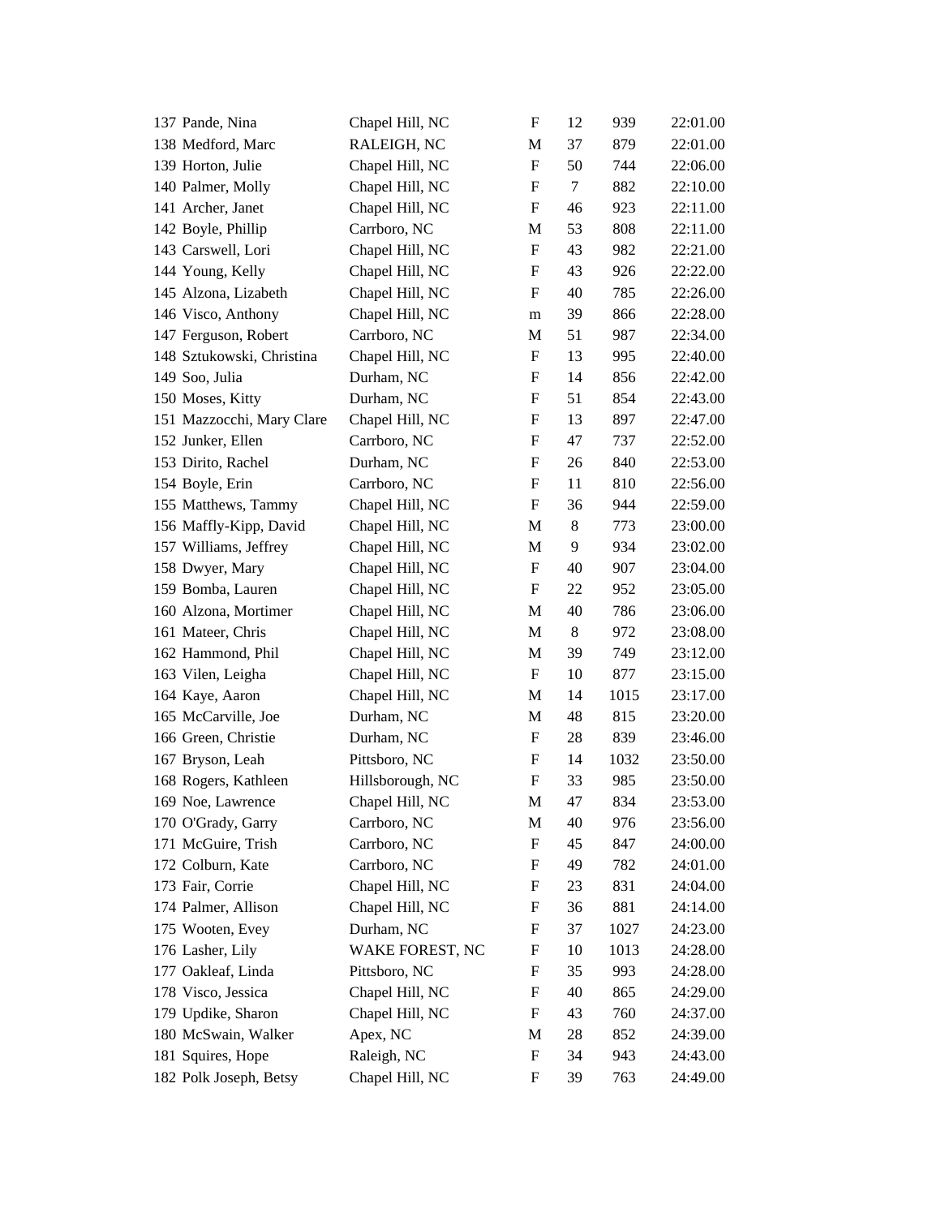| | | | | | |
|---|---|---|---|---|---|
| 137 Pande, Nina | Chapel Hill, NC | F | 12 | 939 | 22:01.00 |
| 138 Medford, Marc | RALEIGH, NC | M | 37 | 879 | 22:01.00 |
| 139 Horton, Julie | Chapel Hill, NC | F | 50 | 744 | 22:06.00 |
| 140 Palmer, Molly | Chapel Hill, NC | F | 7 | 882 | 22:10.00 |
| 141 Archer, Janet | Chapel Hill, NC | F | 46 | 923 | 22:11.00 |
| 142 Boyle, Phillip | Carrboro, NC | M | 53 | 808 | 22:11.00 |
| 143 Carswell, Lori | Chapel Hill, NC | F | 43 | 982 | 22:21.00 |
| 144 Young, Kelly | Chapel Hill, NC | F | 43 | 926 | 22:22.00 |
| 145 Alzona, Lizabeth | Chapel Hill, NC | F | 40 | 785 | 22:26.00 |
| 146 Visco, Anthony | Chapel Hill, NC | m | 39 | 866 | 22:28.00 |
| 147 Ferguson, Robert | Carrboro, NC | M | 51 | 987 | 22:34.00 |
| 148 Sztukowski, Christina | Chapel Hill, NC | F | 13 | 995 | 22:40.00 |
| 149 Soo, Julia | Durham, NC | F | 14 | 856 | 22:42.00 |
| 150 Moses, Kitty | Durham, NC | F | 51 | 854 | 22:43.00 |
| 151 Mazzocchi, Mary Clare | Chapel Hill, NC | F | 13 | 897 | 22:47.00 |
| 152 Junker, Ellen | Carrboro, NC | F | 47 | 737 | 22:52.00 |
| 153 Dirito, Rachel | Durham, NC | F | 26 | 840 | 22:53.00 |
| 154 Boyle, Erin | Carrboro, NC | F | 11 | 810 | 22:56.00 |
| 155 Matthews, Tammy | Chapel Hill, NC | F | 36 | 944 | 22:59.00 |
| 156 Maffly-Kipp, David | Chapel Hill, NC | M | 8 | 773 | 23:00.00 |
| 157 Williams, Jeffrey | Chapel Hill, NC | M | 9 | 934 | 23:02.00 |
| 158 Dwyer, Mary | Chapel Hill, NC | F | 40 | 907 | 23:04.00 |
| 159 Bomba, Lauren | Chapel Hill, NC | F | 22 | 952 | 23:05.00 |
| 160 Alzona, Mortimer | Chapel Hill, NC | M | 40 | 786 | 23:06.00 |
| 161 Mateer, Chris | Chapel Hill, NC | M | 8 | 972 | 23:08.00 |
| 162 Hammond, Phil | Chapel Hill, NC | M | 39 | 749 | 23:12.00 |
| 163 Vilen, Leigha | Chapel Hill, NC | F | 10 | 877 | 23:15.00 |
| 164 Kaye, Aaron | Chapel Hill, NC | M | 14 | 1015 | 23:17.00 |
| 165 McCarville, Joe | Durham, NC | M | 48 | 815 | 23:20.00 |
| 166 Green, Christie | Durham, NC | F | 28 | 839 | 23:46.00 |
| 167 Bryson, Leah | Pittsboro, NC | F | 14 | 1032 | 23:50.00 |
| 168 Rogers, Kathleen | Hillsborough, NC | F | 33 | 985 | 23:50.00 |
| 169 Noe, Lawrence | Chapel Hill, NC | M | 47 | 834 | 23:53.00 |
| 170 O'Grady, Garry | Carrboro, NC | M | 40 | 976 | 23:56.00 |
| 171 McGuire, Trish | Carrboro, NC | F | 45 | 847 | 24:00.00 |
| 172 Colburn, Kate | Carrboro, NC | F | 49 | 782 | 24:01.00 |
| 173 Fair, Corrie | Chapel Hill, NC | F | 23 | 831 | 24:04.00 |
| 174 Palmer, Allison | Chapel Hill, NC | F | 36 | 881 | 24:14.00 |
| 175 Wooten, Evey | Durham, NC | F | 37 | 1027 | 24:23.00 |
| 176 Lasher, Lily | WAKE FOREST, NC | F | 10 | 1013 | 24:28.00 |
| 177 Oakleaf, Linda | Pittsboro, NC | F | 35 | 993 | 24:28.00 |
| 178 Visco, Jessica | Chapel Hill, NC | F | 40 | 865 | 24:29.00 |
| 179 Updike, Sharon | Chapel Hill, NC | F | 43 | 760 | 24:37.00 |
| 180 McSwain, Walker | Apex, NC | M | 28 | 852 | 24:39.00 |
| 181 Squires, Hope | Raleigh, NC | F | 34 | 943 | 24:43.00 |
| 182 Polk Joseph, Betsy | Chapel Hill, NC | F | 39 | 763 | 24:49.00 |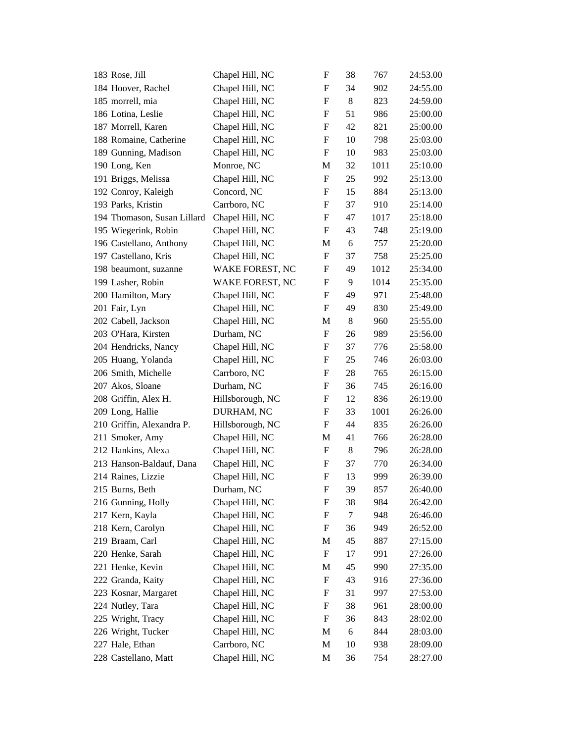| | | | | | |
|---|---|---|---|---|---|
| 183 | Rose, Jill | Chapel Hill, NC | F | 38 | 767 | 24:53.00 |
| 184 | Hoover, Rachel | Chapel Hill, NC | F | 34 | 902 | 24:55.00 |
| 185 | morrell, mia | Chapel Hill, NC | F | 8 | 823 | 24:59.00 |
| 186 | Lotina, Leslie | Chapel Hill, NC | F | 51 | 986 | 25:00.00 |
| 187 | Morrell, Karen | Chapel Hill, NC | F | 42 | 821 | 25:00.00 |
| 188 | Romaine, Catherine | Chapel Hill, NC | F | 10 | 798 | 25:03.00 |
| 189 | Gunning, Madison | Chapel Hill, NC | F | 10 | 983 | 25:03.00 |
| 190 | Long, Ken | Monroe, NC | M | 32 | 1011 | 25:10.00 |
| 191 | Briggs, Melissa | Chapel Hill, NC | F | 25 | 992 | 25:13.00 |
| 192 | Conroy, Kaleigh | Concord, NC | F | 15 | 884 | 25:13.00 |
| 193 | Parks, Kristin | Carrboro, NC | F | 37 | 910 | 25:14.00 |
| 194 | Thomason, Susan Lillard | Chapel Hill, NC | F | 47 | 1017 | 25:18.00 |
| 195 | Wiegerink, Robin | Chapel Hill, NC | F | 43 | 748 | 25:19.00 |
| 196 | Castellano, Anthony | Chapel Hill, NC | M | 6 | 757 | 25:20.00 |
| 197 | Castellano, Kris | Chapel Hill, NC | F | 37 | 758 | 25:25.00 |
| 198 | beaumont, suzanne | WAKE FOREST, NC | F | 49 | 1012 | 25:34.00 |
| 199 | Lasher, Robin | WAKE FOREST, NC | F | 9 | 1014 | 25:35.00 |
| 200 | Hamilton, Mary | Chapel Hill, NC | F | 49 | 971 | 25:48.00 |
| 201 | Fair, Lyn | Chapel Hill, NC | F | 49 | 830 | 25:49.00 |
| 202 | Cabell, Jackson | Chapel Hill, NC | M | 8 | 960 | 25:55.00 |
| 203 | O'Hara, Kirsten | Durham, NC | F | 26 | 989 | 25:56.00 |
| 204 | Hendricks, Nancy | Chapel Hill, NC | F | 37 | 776 | 25:58.00 |
| 205 | Huang, Yolanda | Chapel Hill, NC | F | 25 | 746 | 26:03.00 |
| 206 | Smith, Michelle | Carrboro, NC | F | 28 | 765 | 26:15.00 |
| 207 | Akos, Sloane | Durham, NC | F | 36 | 745 | 26:16.00 |
| 208 | Griffin, Alex H. | Hillsborough, NC | F | 12 | 836 | 26:19.00 |
| 209 | Long, Hallie | DURHAM, NC | F | 33 | 1001 | 26:26.00 |
| 210 | Griffin, Alexandra P. | Hillsborough, NC | F | 44 | 835 | 26:26.00 |
| 211 | Smoker, Amy | Chapel Hill, NC | M | 41 | 766 | 26:28.00 |
| 212 | Hankins, Alexa | Chapel Hill, NC | F | 8 | 796 | 26:28.00 |
| 213 | Hanson-Baldauf, Dana | Chapel Hill, NC | F | 37 | 770 | 26:34.00 |
| 214 | Raines, Lizzie | Chapel Hill, NC | F | 13 | 999 | 26:39.00 |
| 215 | Burns, Beth | Durham, NC | F | 39 | 857 | 26:40.00 |
| 216 | Gunning, Holly | Chapel Hill, NC | F | 38 | 984 | 26:42.00 |
| 217 | Kern, Kayla | Chapel Hill, NC | F | 7 | 948 | 26:46.00 |
| 218 | Kern, Carolyn | Chapel Hill, NC | F | 36 | 949 | 26:52.00 |
| 219 | Braam, Carl | Chapel Hill, NC | M | 45 | 887 | 27:15.00 |
| 220 | Henke, Sarah | Chapel Hill, NC | F | 17 | 991 | 27:26.00 |
| 221 | Henke, Kevin | Chapel Hill, NC | M | 45 | 990 | 27:35.00 |
| 222 | Granda, Kaity | Chapel Hill, NC | F | 43 | 916 | 27:36.00 |
| 223 | Kosnar, Margaret | Chapel Hill, NC | F | 31 | 997 | 27:53.00 |
| 224 | Nutley, Tara | Chapel Hill, NC | F | 38 | 961 | 28:00.00 |
| 225 | Wright, Tracy | Chapel Hill, NC | F | 36 | 843 | 28:02.00 |
| 226 | Wright, Tucker | Chapel Hill, NC | M | 6 | 844 | 28:03.00 |
| 227 | Hale, Ethan | Carrboro, NC | M | 10 | 938 | 28:09.00 |
| 228 | Castellano, Matt | Chapel Hill, NC | M | 36 | 754 | 28:27.00 |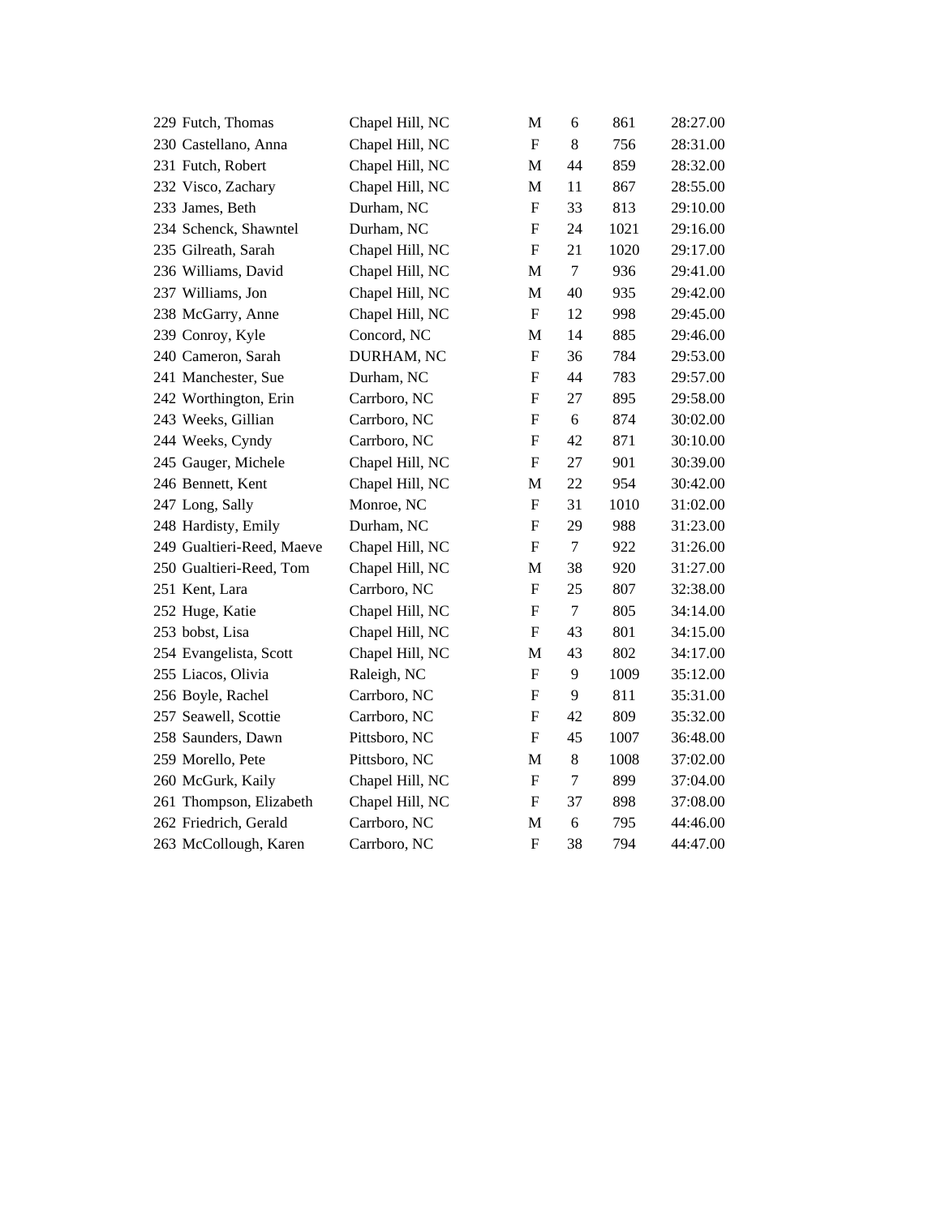| | | | | | | |
|---|---|---|---|---|---|---|
| 229 | Futch, Thomas | Chapel Hill, NC | M | 6 | 861 | 28:27.00 |
| 230 | Castellano, Anna | Chapel Hill, NC | F | 8 | 756 | 28:31.00 |
| 231 | Futch, Robert | Chapel Hill, NC | M | 44 | 859 | 28:32.00 |
| 232 | Visco, Zachary | Chapel Hill, NC | M | 11 | 867 | 28:55.00 |
| 233 | James, Beth | Durham, NC | F | 33 | 813 | 29:10.00 |
| 234 | Schenck, Shawntel | Durham, NC | F | 24 | 1021 | 29:16.00 |
| 235 | Gilreath, Sarah | Chapel Hill, NC | F | 21 | 1020 | 29:17.00 |
| 236 | Williams, David | Chapel Hill, NC | M | 7 | 936 | 29:41.00 |
| 237 | Williams, Jon | Chapel Hill, NC | M | 40 | 935 | 29:42.00 |
| 238 | McGarry, Anne | Chapel Hill, NC | F | 12 | 998 | 29:45.00 |
| 239 | Conroy, Kyle | Concord, NC | M | 14 | 885 | 29:46.00 |
| 240 | Cameron, Sarah | DURHAM, NC | F | 36 | 784 | 29:53.00 |
| 241 | Manchester, Sue | Durham, NC | F | 44 | 783 | 29:57.00 |
| 242 | Worthington, Erin | Carrboro, NC | F | 27 | 895 | 29:58.00 |
| 243 | Weeks, Gillian | Carrboro, NC | F | 6 | 874 | 30:02.00 |
| 244 | Weeks, Cyndy | Carrboro, NC | F | 42 | 871 | 30:10.00 |
| 245 | Gauger, Michele | Chapel Hill, NC | F | 27 | 901 | 30:39.00 |
| 246 | Bennett, Kent | Chapel Hill, NC | M | 22 | 954 | 30:42.00 |
| 247 | Long, Sally | Monroe, NC | F | 31 | 1010 | 31:02.00 |
| 248 | Hardisty, Emily | Durham, NC | F | 29 | 988 | 31:23.00 |
| 249 | Gualtieri-Reed, Maeve | Chapel Hill, NC | F | 7 | 922 | 31:26.00 |
| 250 | Gualtieri-Reed, Tom | Chapel Hill, NC | M | 38 | 920 | 31:27.00 |
| 251 | Kent, Lara | Carrboro, NC | F | 25 | 807 | 32:38.00 |
| 252 | Huge, Katie | Chapel Hill, NC | F | 7 | 805 | 34:14.00 |
| 253 | bobst, Lisa | Chapel Hill, NC | F | 43 | 801 | 34:15.00 |
| 254 | Evangelista, Scott | Chapel Hill, NC | M | 43 | 802 | 34:17.00 |
| 255 | Liacos, Olivia | Raleigh, NC | F | 9 | 1009 | 35:12.00 |
| 256 | Boyle, Rachel | Carrboro, NC | F | 9 | 811 | 35:31.00 |
| 257 | Seawell, Scottie | Carrboro, NC | F | 42 | 809 | 35:32.00 |
| 258 | Saunders, Dawn | Pittsboro, NC | F | 45 | 1007 | 36:48.00 |
| 259 | Morello, Pete | Pittsboro, NC | M | 8 | 1008 | 37:02.00 |
| 260 | McGurk, Kaily | Chapel Hill, NC | F | 7 | 899 | 37:04.00 |
| 261 | Thompson, Elizabeth | Chapel Hill, NC | F | 37 | 898 | 37:08.00 |
| 262 | Friedrich, Gerald | Carrboro, NC | M | 6 | 795 | 44:46.00 |
| 263 | McCollough, Karen | Carrboro, NC | F | 38 | 794 | 44:47.00 |